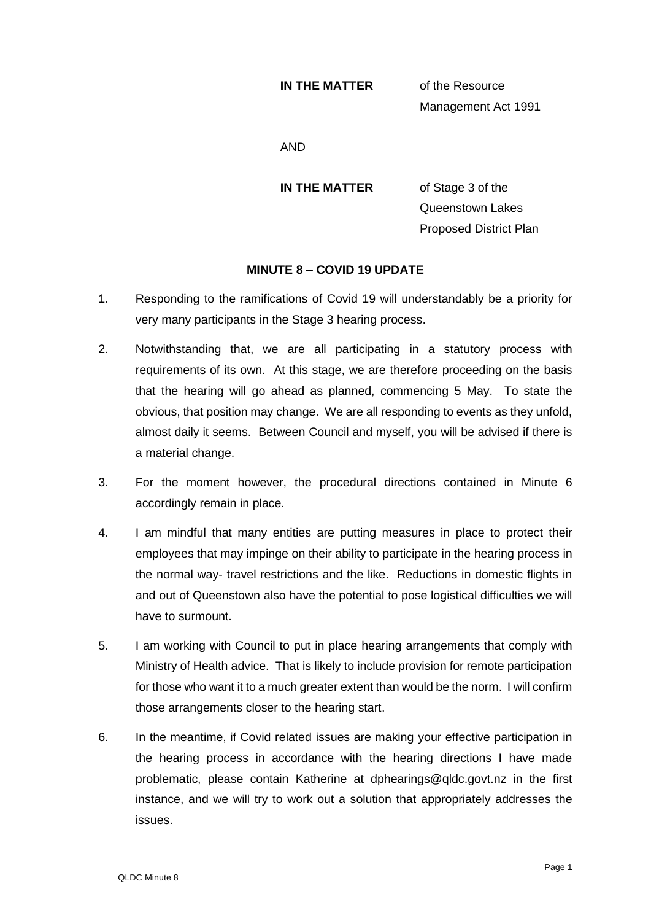**IN THE MATTER** of the Resource Management Act 1991

AND

**IN THE MATTER** of Stage 3 of the Queenstown Lakes Proposed District Plan

**MINUTE 8 – COVID 19 UPDATE**

1. Responding to the ramifications of Covid 19 will understandably be a priority for very many participants in the Stage 3 hearing process.

2. Notwithstanding that, we are all participating in a statutory process with requirements of its own. At this stage, we are therefore proceeding on the basis that the hearing will go ahead as planned, commencing 5 May. To state the obvious, that position may change. We are all responding to events as they unfold, almost daily it seems. Between Council and myself, you will be advised if there is a material change.

3. For the moment however, the procedural directions contained in Minute 6 accordingly remain in place.

4. I am mindful that many entities are putting measures in place to protect their employees that may impinge on their ability to participate in the hearing process in the normal way- travel restrictions and the like. Reductions in domestic flights in and out of Queenstown also have the potential to pose logistical difficulties we will have to surmount.

5. I am working with Council to put in place hearing arrangements that comply with Ministry of Health advice. That is likely to include provision for remote participation for those who want it to a much greater extent than would be the norm. I will confirm those arrangements closer to the hearing start.

6. In the meantime, if Covid related issues are making your effective participation in the hearing process in accordance with the hearing directions I have made problematic, please contain Katherine at dphearings@qldc.govt.nz in the first instance, and we will try to work out a solution that appropriately addresses the issues.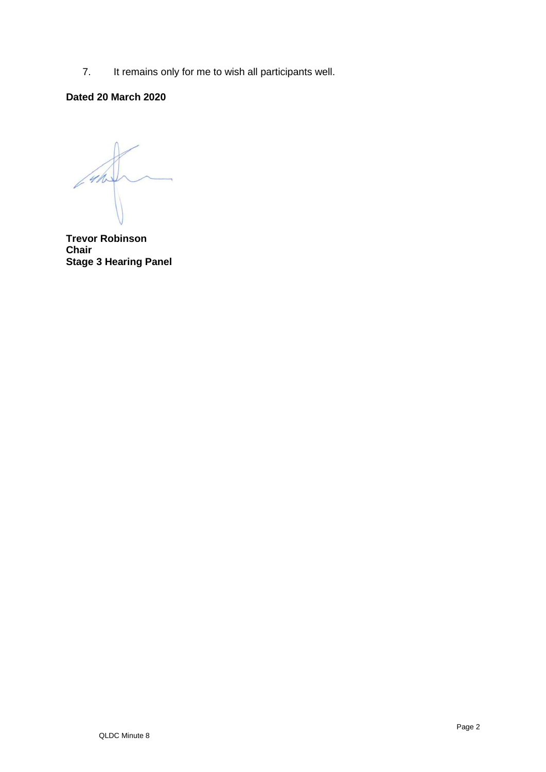7. It remains only for me to wish all participants well.

**Dated 20 March 2020**

**Trevor Robinson**
**Chair**
**Stage 3 Hearing Panel**